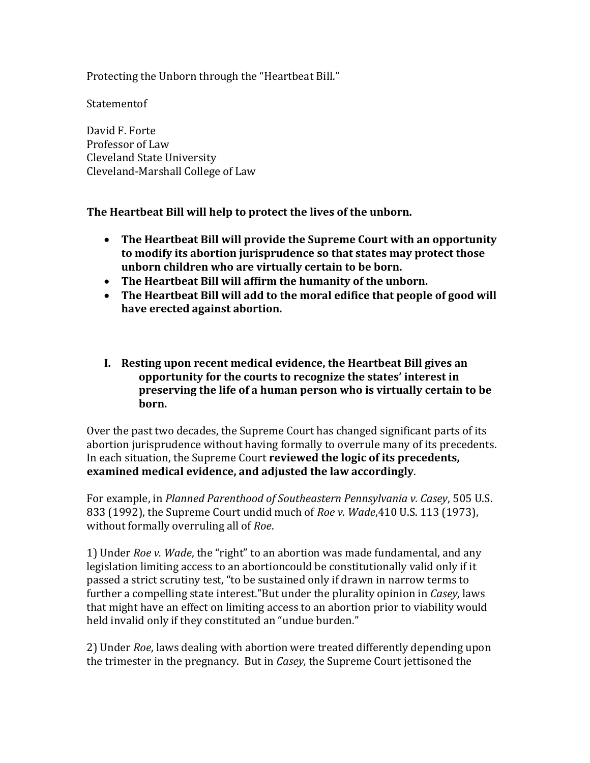Protecting the Unborn through the "Heartbeat Bill."

Statementof

David F. Forte
Professor of Law
Cleveland State University
Cleveland-Marshall College of Law

**The Heartbeat Bill will help to protect the lives of the unborn.**

- **The Heartbeat Bill will provide the Supreme Court with an opportunity to modify its abortion jurisprudence so that states may protect those unborn children who are virtually certain to be born.**
- **The Heartbeat Bill will affirm the humanity of the unborn.**
- **The Heartbeat Bill will add to the moral edifice that people of good will have erected against abortion.**

## I. Resting upon recent medical evidence, the Heartbeat Bill gives an opportunity for the courts to recognize the states' interest in preserving the life of a human person who is virtually certain to be born.

Over the past two decades, the Supreme Court has changed significant parts of its abortion jurisprudence without having formally to overrule many of its precedents. In each situation, the Supreme Court **reviewed the logic of its precedents, examined medical evidence, and adjusted the law accordingly**.

For example, in *Planned Parenthood of Southeastern Pennsylvania v. Casey*, 505 U.S. 833 (1992), the Supreme Court undid much of *Roe v. Wade*,410 U.S. 113 (1973), without formally overruling all of *Roe*.

1) Under *Roe v. Wade*, the "right" to an abortion was made fundamental, and any legislation limiting access to an abortioncould be constitutionally valid only if it passed a strict scrutiny test, "to be sustained only if drawn in narrow terms to further a compelling state interest."But under the plurality opinion in *Casey*, laws that might have an effect on limiting access to an abortion prior to viability would held invalid only if they constituted an "undue burden."

2) Under *Roe*, laws dealing with abortion were treated differently depending upon the trimester in the pregnancy. But in *Casey,* the Supreme Court jettisoned the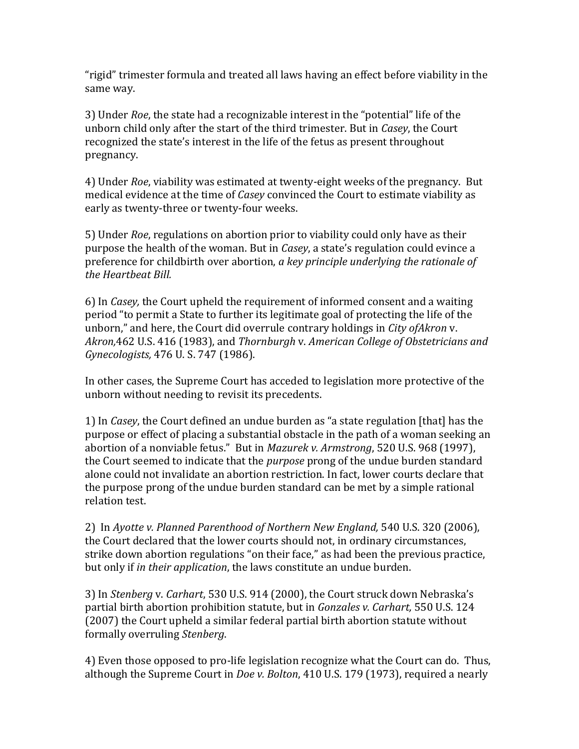“rigid” trimester formula and treated all laws having an effect before viability in the same way.

3) Under *Roe*, the state had a recognizable interest in the “potential” life of the unborn child only after the start of the third trimester. But in *Casey*, the Court recognized the state’s interest in the life of the fetus as present throughout pregnancy.

4) Under *Roe*, viability was estimated at twenty-eight weeks of the pregnancy. But medical evidence at the time of *Casey* convinced the Court to estimate viability as early as twenty-three or twenty-four weeks.

5) Under *Roe*, regulations on abortion prior to viability could only have as their purpose the health of the woman. But in *Casey*, a state’s regulation could evince a preference for childbirth over abortion, *a key principle underlying the rationale of the Heartbeat Bill.*

6) In *Casey,* the Court upheld the requirement of informed consent and a waiting period “to permit a State to further its legitimate goal of protecting the life of the unborn,” and here, the Court did overrule contrary holdings in *City ofAkron* v. *Akron,*462 U.S. 416 (1983), and *Thornburgh* v. *American College of Obstetricians and Gynecologists,* 476 U. S. 747 (1986).

In other cases, the Supreme Court has acceded to legislation more protective of the unborn without needing to revisit its precedents.

1) In *Casey*, the Court defined an undue burden as “a state regulation [that] has the purpose or effect of placing a substantial obstacle in the path of a woman seeking an abortion of a nonviable fetus.” But in *Mazurek v. Armstrong*, 520 U.S. 968 (1997), the Court seemed to indicate that the *purpose* prong of the undue burden standard alone could not invalidate an abortion restriction. In fact, lower courts declare that the purpose prong of the undue burden standard can be met by a simple rational relation test.

2) In *Ayotte v. Planned Parenthood of Northern New England,* 540 U.S. 320 (2006), the Court declared that the lower courts should not, in ordinary circumstances, strike down abortion regulations “on their face,” as had been the previous practice, but only if *in their application*, the laws constitute an undue burden.

3) In *Stenberg* v. *Carhart*, 530 U.S. 914 (2000), the Court struck down Nebraska’s partial birth abortion prohibition statute, but in *Gonzales v. Carhart,* 550 U.S. 124 (2007) the Court upheld a similar federal partial birth abortion statute without formally overruling *Stenberg*.

4) Even those opposed to pro-life legislation recognize what the Court can do. Thus, although the Supreme Court in *Doe v. Bolton*, 410 U.S. 179 (1973), required a nearly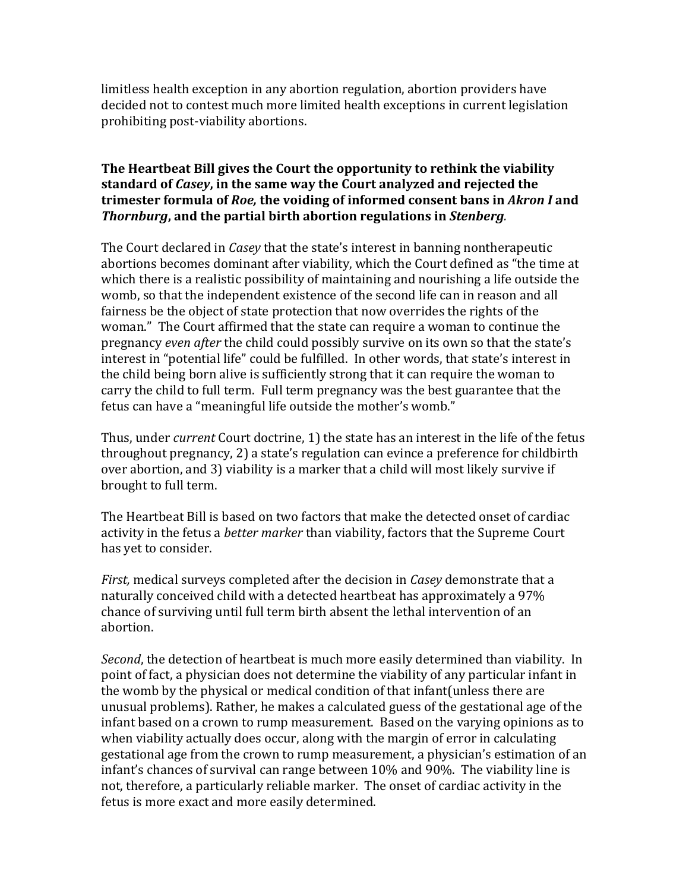limitless health exception in any abortion regulation, abortion providers have decided not to contest much more limited health exceptions in current legislation prohibiting post-viability abortions.

**The Heartbeat Bill gives the Court the opportunity to rethink the viability standard of *Casey*, in the same way the Court analyzed and rejected the trimester formula of *Roe,* the voiding of informed consent bans in *Akron I* and *Thornburg*, and the partial birth abortion regulations in *Stenberg*.**

The Court declared in *Casey* that the state's interest in banning nontherapeutic abortions becomes dominant after viability, which the Court defined as "the time at which there is a realistic possibility of maintaining and nourishing a life outside the womb, so that the independent existence of the second life can in reason and all fairness be the object of state protection that now overrides the rights of the woman." The Court affirmed that the state can require a woman to continue the pregnancy *even after* the child could possibly survive on its own so that the state's interest in "potential life" could be fulfilled. In other words, that state's interest in the child being born alive is sufficiently strong that it can require the woman to carry the child to full term. Full term pregnancy was the best guarantee that the fetus can have a "meaningful life outside the mother's womb."

Thus, under *current* Court doctrine, 1) the state has an interest in the life of the fetus throughout pregnancy, 2) a state's regulation can evince a preference for childbirth over abortion, and 3) viability is a marker that a child will most likely survive if brought to full term.

The Heartbeat Bill is based on two factors that make the detected onset of cardiac activity in the fetus a *better marker* than viability, factors that the Supreme Court has yet to consider.

*First,* medical surveys completed after the decision in *Casey* demonstrate that a naturally conceived child with a detected heartbeat has approximately a 97% chance of surviving until full term birth absent the lethal intervention of an abortion.

*Second*, the detection of heartbeat is much more easily determined than viability. In point of fact, a physician does not determine the viability of any particular infant in the womb by the physical or medical condition of that infant(unless there are unusual problems). Rather, he makes a calculated guess of the gestational age of the infant based on a crown to rump measurement. Based on the varying opinions as to when viability actually does occur, along with the margin of error in calculating gestational age from the crown to rump measurement, a physician's estimation of an infant's chances of survival can range between 10% and 90%. The viability line is not, therefore, a particularly reliable marker. The onset of cardiac activity in the fetus is more exact and more easily determined.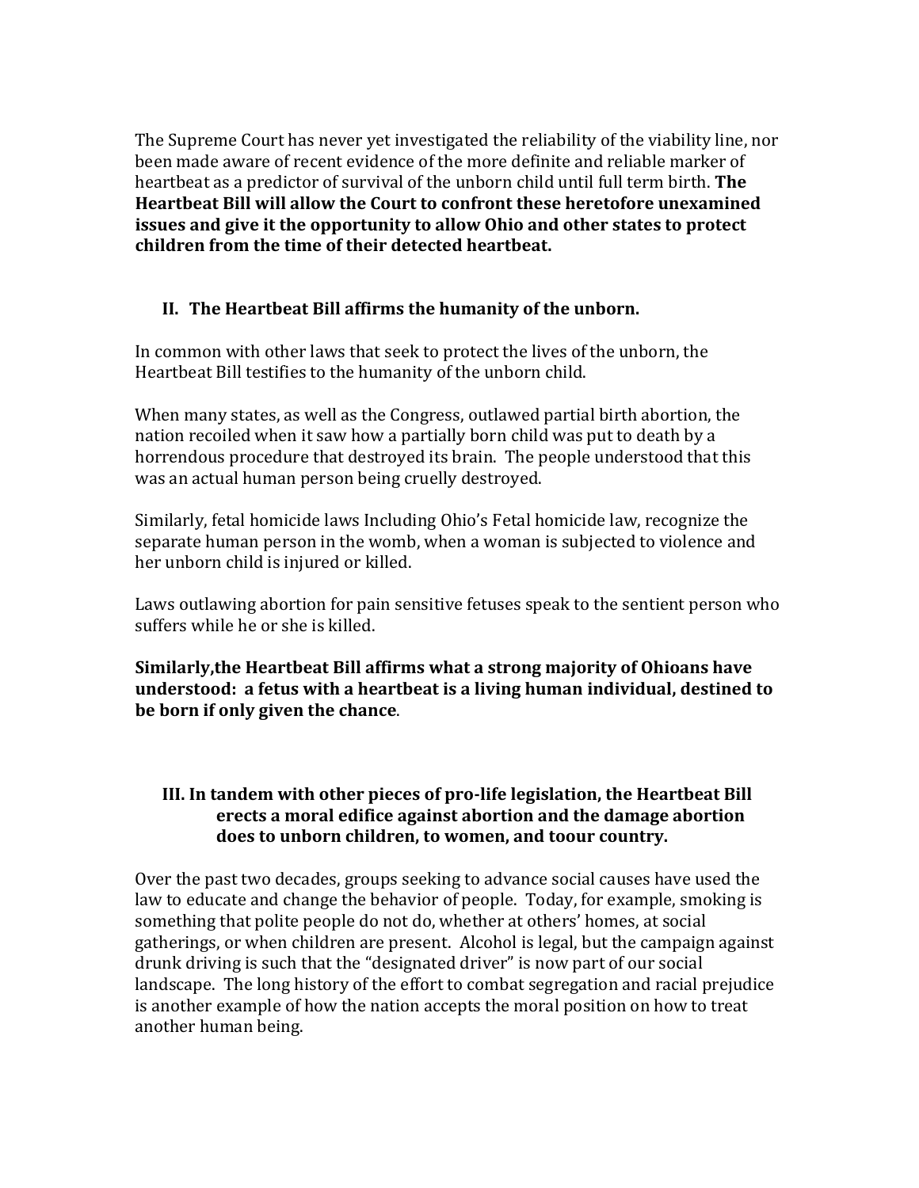The Supreme Court has never yet investigated the reliability of the viability line, nor been made aware of recent evidence of the more definite and reliable marker of heartbeat as a predictor of survival of the unborn child until full term birth. **The Heartbeat Bill will allow the Court to confront these heretofore unexamined issues and give it the opportunity to allow Ohio and other states to protect children from the time of their detected heartbeat.**

## II. The Heartbeat Bill affirms the humanity of the unborn.

In common with other laws that seek to protect the lives of the unborn, the Heartbeat Bill testifies to the humanity of the unborn child.

When many states, as well as the Congress, outlawed partial birth abortion, the nation recoiled when it saw how a partially born child was put to death by a horrendous procedure that destroyed its brain. The people understood that this was an actual human person being cruelly destroyed.

Similarly, fetal homicide laws Including Ohio's Fetal homicide law, recognize the separate human person in the womb, when a woman is subjected to violence and her unborn child is injured or killed.

Laws outlawing abortion for pain sensitive fetuses speak to the sentient person who suffers while he or she is killed.

**Similarly,the Heartbeat Bill affirms what a strong majority of Ohioans have understood: a fetus with a heartbeat is a living human individual, destined to be born if only given the chance**.

## III. In tandem with other pieces of pro-life legislation, the Heartbeat Bill erects a moral edifice against abortion and the damage abortion does to unborn children, to women, and toour country.

Over the past two decades, groups seeking to advance social causes have used the law to educate and change the behavior of people. Today, for example, smoking is something that polite people do not do, whether at others' homes, at social gatherings, or when children are present. Alcohol is legal, but the campaign against drunk driving is such that the "designated driver" is now part of our social landscape. The long history of the effort to combat segregation and racial prejudice is another example of how the nation accepts the moral position on how to treat another human being.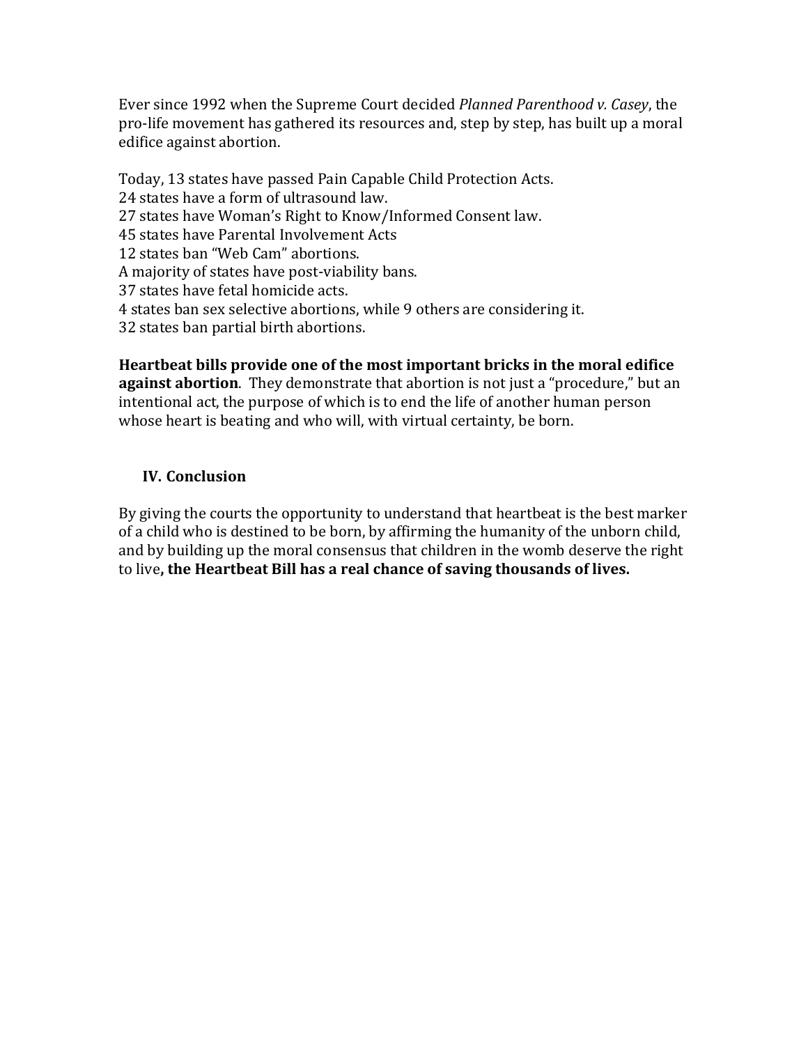Ever since 1992 when the Supreme Court decided *Planned Parenthood v. Casey*, the pro-life movement has gathered its resources and, step by step, has built up a moral edifice against abortion.

Today, 13 states have passed Pain Capable Child Protection Acts.
24 states have a form of ultrasound law.
27 states have Woman's Right to Know/Informed Consent law.
45 states have Parental Involvement Acts
12 states ban "Web Cam" abortions.
A majority of states have post-viability bans.
37 states have fetal homicide acts.
4 states ban sex selective abortions, while 9 others are considering it.
32 states ban partial birth abortions.

**Heartbeat bills provide one of the most important bricks in the moral edifice against abortion**. They demonstrate that abortion is not just a "procedure," but an intentional act, the purpose of which is to end the life of another human person whose heart is beating and who will, with virtual certainty, be born.

## IV. Conclusion

By giving the courts the opportunity to understand that heartbeat is the best marker of a child who is destined to be born, by affirming the humanity of the unborn child, and by building up the moral consensus that children in the womb deserve the right to live**, the Heartbeat Bill has a real chance of saving thousands of lives.**